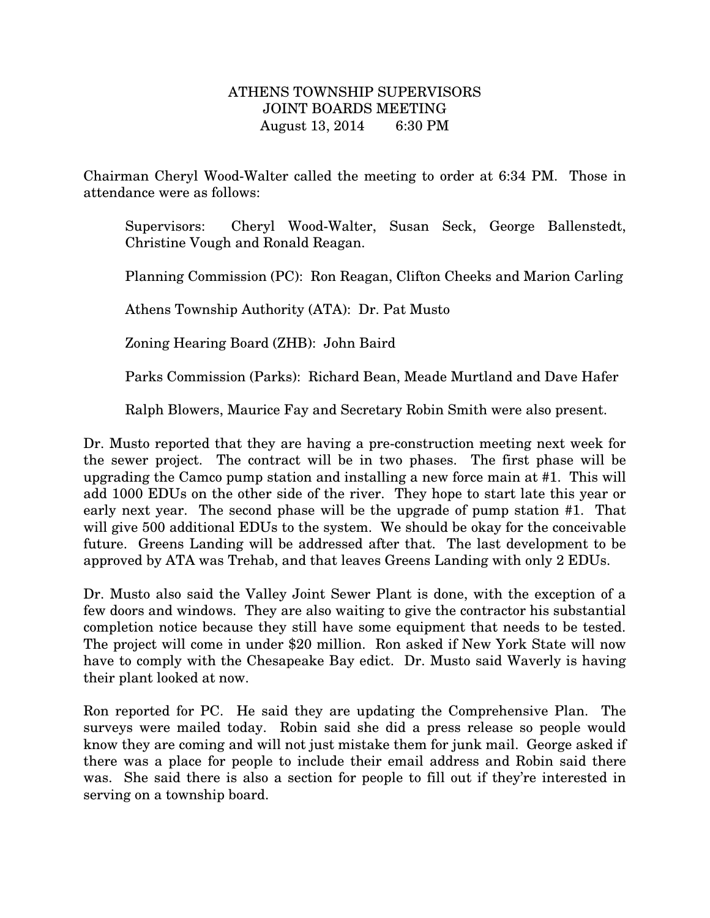# ATHENS TOWNSHIP SUPERVISORS
## JOINT BOARDS MEETING
### August 13, 2014 6:30 PM

Chairman Cheryl Wood-Walter called the meeting to order at 6:34 PM. Those in attendance were as follows:

Supervisors: Cheryl Wood-Walter, Susan Seck, George Ballenstedt, Christine Vough and Ronald Reagan.

Planning Commission (PC): Ron Reagan, Clifton Cheeks and Marion Carling

Athens Township Authority (ATA): Dr. Pat Musto

Zoning Hearing Board (ZHB): John Baird

Parks Commission (Parks): Richard Bean, Meade Murtland and Dave Hafer

Ralph Blowers, Maurice Fay and Secretary Robin Smith were also present.

Dr. Musto reported that they are having a pre-construction meeting next week for the sewer project. The contract will be in two phases. The first phase will be upgrading the Camco pump station and installing a new force main at #1. This will add 1000 EDUs on the other side of the river. They hope to start late this year or early next year. The second phase will be the upgrade of pump station #1. That will give 500 additional EDUs to the system. We should be okay for the conceivable future. Greens Landing will be addressed after that. The last development to be approved by ATA was Trehab, and that leaves Greens Landing with only 2 EDUs.

Dr. Musto also said the Valley Joint Sewer Plant is done, with the exception of a few doors and windows. They are also waiting to give the contractor his substantial completion notice because they still have some equipment that needs to be tested. The project will come in under $20 million. Ron asked if New York State will now have to comply with the Chesapeake Bay edict. Dr. Musto said Waverly is having their plant looked at now.

Ron reported for PC. He said they are updating the Comprehensive Plan. The surveys were mailed today. Robin said she did a press release so people would know they are coming and will not just mistake them for junk mail. George asked if there was a place for people to include their email address and Robin said there was. She said there is also a section for people to fill out if they're interested in serving on a township board.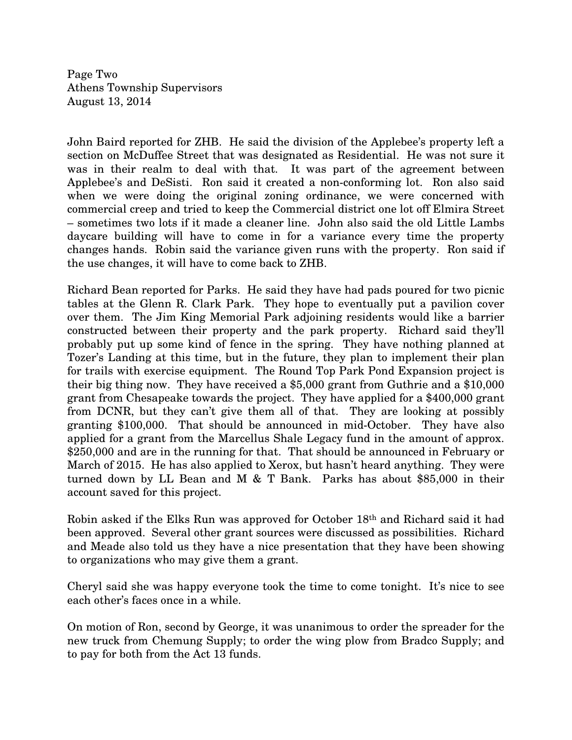John Baird reported for ZHB. He said the division of the Applebee's property left a section on McDuffee Street that was designated as Residential. He was not sure it was in their realm to deal with that. It was part of the agreement between Applebee's and DeSisti. Ron said it created a non-conforming lot. Ron also said when we were doing the original zoning ordinance, we were concerned with commercial creep and tried to keep the Commercial district one lot off Elmira Street – sometimes two lots if it made a cleaner line. John also said the old Little Lambs daycare building will have to come in for a variance every time the property changes hands. Robin said the variance given runs with the property. Ron said if the use changes, it will have to come back to ZHB.

Richard Bean reported for Parks. He said they have had pads poured for two picnic tables at the Glenn R. Clark Park. They hope to eventually put a pavilion cover over them. The Jim King Memorial Park adjoining residents would like a barrier constructed between their property and the park property. Richard said they'll probably put up some kind of fence in the spring. They have nothing planned at Tozer's Landing at this time, but in the future, they plan to implement their plan for trails with exercise equipment. The Round Top Park Pond Expansion project is their big thing now. They have received a $5,000 grant from Guthrie and a $10,000 grant from Chesapeake towards the project. They have applied for a $400,000 grant from DCNR, but they can't give them all of that. They are looking at possibly granting $100,000. That should be announced in mid-October. They have also applied for a grant from the Marcellus Shale Legacy fund in the amount of approx. $250,000 and are in the running for that. That should be announced in February or March of 2015. He has also applied to Xerox, but hasn't heard anything. They were turned down by LL Bean and M & T Bank. Parks has about $85,000 in their account saved for this project.

Robin asked if the Elks Run was approved for October 18th and Richard said it had been approved. Several other grant sources were discussed as possibilities. Richard and Meade also told us they have a nice presentation that they have been showing to organizations who may give them a grant.

Cheryl said she was happy everyone took the time to come tonight. It's nice to see each other's faces once in a while.

On motion of Ron, second by George, it was unanimous to order the spreader for the new truck from Chemung Supply; to order the wing plow from Bradco Supply; and to pay for both from the Act 13 funds.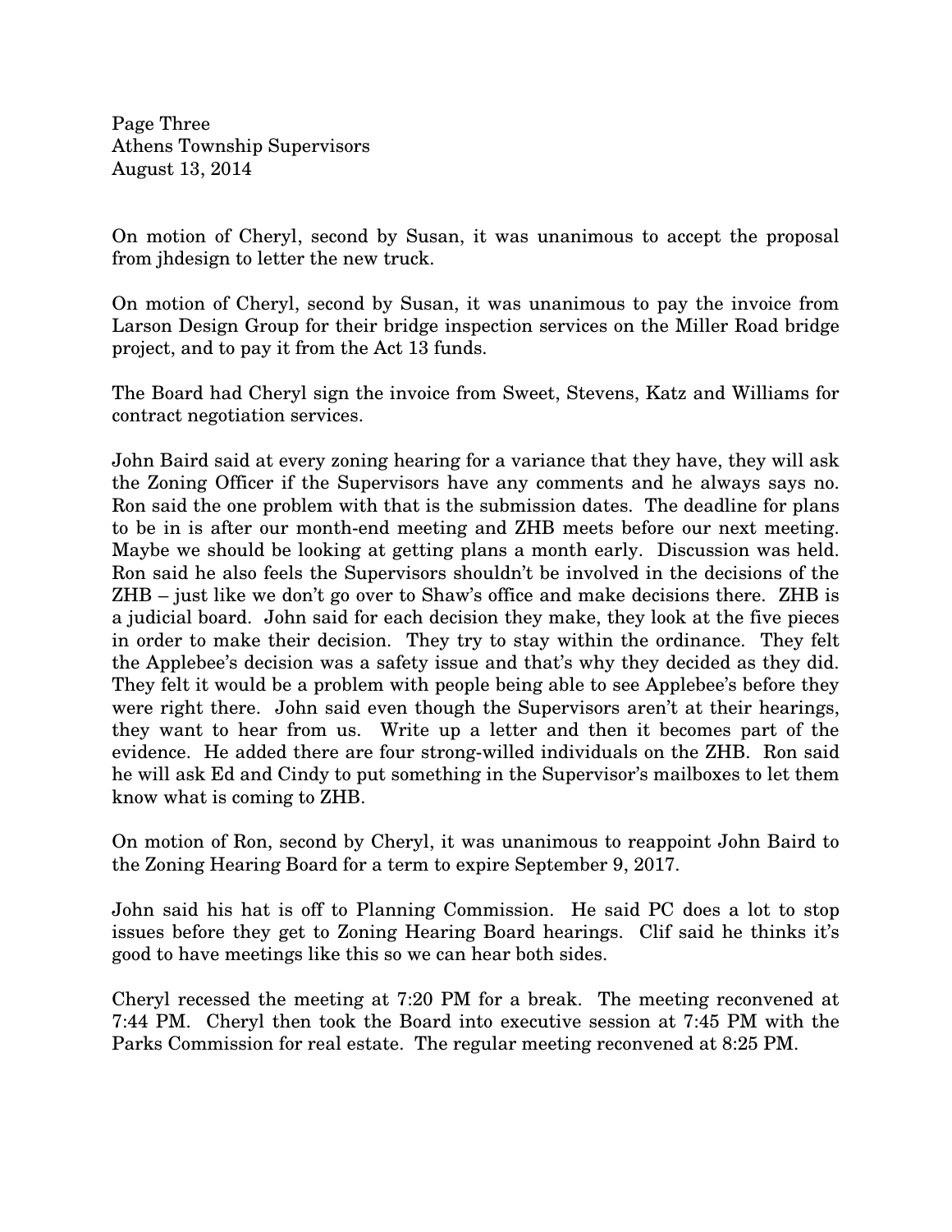On motion of Cheryl, second by Susan, it was unanimous to accept the proposal from jhdesign to letter the new truck.

On motion of Cheryl, second by Susan, it was unanimous to pay the invoice from Larson Design Group for their bridge inspection services on the Miller Road bridge project, and to pay it from the Act 13 funds.

The Board had Cheryl sign the invoice from Sweet, Stevens, Katz and Williams for contract negotiation services.

John Baird said at every zoning hearing for a variance that they have, they will ask the Zoning Officer if the Supervisors have any comments and he always says no. Ron said the one problem with that is the submission dates. The deadline for plans to be in is after our month-end meeting and ZHB meets before our next meeting. Maybe we should be looking at getting plans a month early. Discussion was held. Ron said he also feels the Supervisors shouldn't be involved in the decisions of the ZHB – just like we don't go over to Shaw's office and make decisions there. ZHB is a judicial board. John said for each decision they make, they look at the five pieces in order to make their decision. They try to stay within the ordinance. They felt the Applebee's decision was a safety issue and that's why they decided as they did. They felt it would be a problem with people being able to see Applebee's before they were right there. John said even though the Supervisors aren't at their hearings, they want to hear from us. Write up a letter and then it becomes part of the evidence. He added there are four strong-willed individuals on the ZHB. Ron said he will ask Ed and Cindy to put something in the Supervisor's mailboxes to let them know what is coming to ZHB.

On motion of Ron, second by Cheryl, it was unanimous to reappoint John Baird to the Zoning Hearing Board for a term to expire September 9, 2017.

John said his hat is off to Planning Commission. He said PC does a lot to stop issues before they get to Zoning Hearing Board hearings. Clif said he thinks it's good to have meetings like this so we can hear both sides.

Cheryl recessed the meeting at 7:20 PM for a break. The meeting reconvened at 7:44 PM. Cheryl then took the Board into executive session at 7:45 PM with the Parks Commission for real estate. The regular meeting reconvened at 8:25 PM.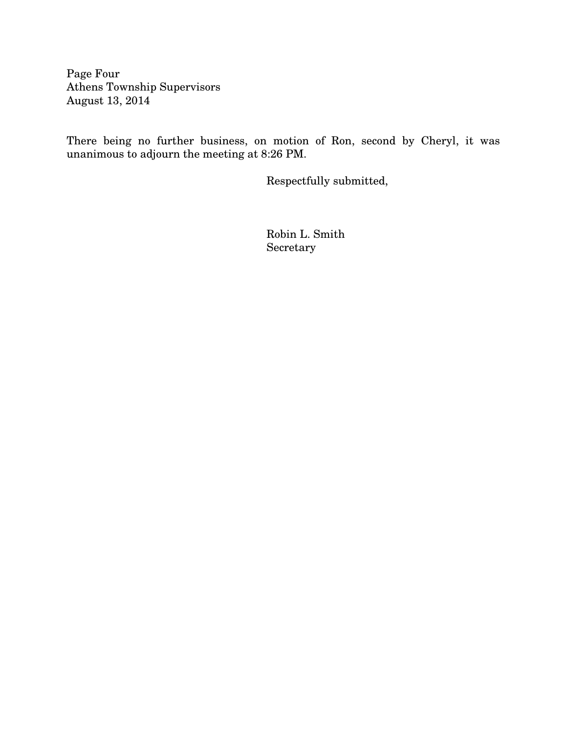There being no further business, on motion of Ron, second by Cheryl, it was unanimous to adjourn the meeting at 8:26 PM.

Respectfully submitted,

Robin L. Smith
Secretary